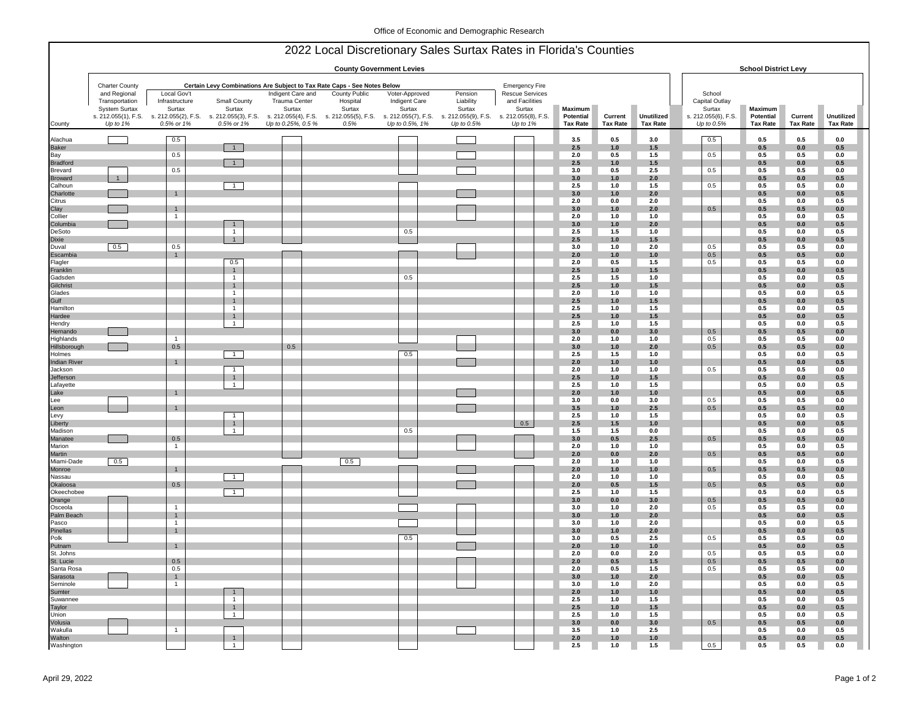# 2022 Local Discretionary Sales Surtax Rates in Florida's Counties

Certain Levy Combinations Are Subject to Tax Rate Caps - See Notes Below

| | County Government Levies | | | | | | | | | | | School District Levy | | | |
|---|---|---|---|---|---|---|---|---|---|---|---|---|---|---|---|
| County | Charter County and Regional Transportation System Surtax s. 212.055(1), F.S. *Up to 1%* | Local Gov't Infrastructure Surtax s. 212.055(2), F.S. *0.5% or 1%* | Small County Surtax s. 212.055(3), F.S. *0.5% or 1%* | Indigent Care and Trauma Center Surtax s. 212.055(4), F.S. *Up to 0.25%, 0.5 %* | County Public Hospital Surtax s. 212.055(5), F.S. *0.5%* | Voter-Approved Indigent Care Surtax s. 212.055(7), F.S. *Up to 0.5%, 1%* | Pension Liability Surtax s. 212.055(9), F.S. *Up to 0.5%* | Emergency Fire Rescue Services and Facilities Surtax s. 212.055(8), F.S. *Up to 1%* | **Maximum Potential Tax Rate** | **Current Tax Rate** | **Unutilized Tax Rate** | School Capital Outlay Surtax s. 212.055(6), F.S. *Up to 0.5%* | **Maximum Potential Tax Rate** | **Current Tax Rate** | **Unutilized Tax Rate** |
| Alachua | | 0.5 | | | | | | | 3.5 | 0.5 | 3.0 | 0.5 | 0.5 | 0.5 | 0.0 |
| Baker | | | 1 | | | | | | 2.5 | 1.0 | 1.5 | | 0.5 | 0.0 | 0.5 |
| Bay | | 0.5 | | | | | | | 2.0 | 0.5 | 1.5 | 0.5 | 0.5 | 0.5 | 0.0 |
| Bradford | | | 1 | | | | | | 2.5 | 1.0 | 1.5 | | 0.5 | 0.0 | 0.5 |
| Brevard | | 0.5 | | | | | | | 3.0 | 0.5 | 2.5 | 0.5 | 0.5 | 0.5 | 0.0 |
| Broward | 1 | | | | | | | | 3.0 | 1.0 | 2.0 | | 0.5 | 0.0 | 0.5 |
| Calhoun | | | 1 | | | | | | 2.5 | 1.0 | 1.5 | 0.5 | 0.5 | 0.5 | 0.0 |
| Charlotte | | 1 | | | | | | | 3.0 | 1.0 | 2.0 | | 0.5 | 0.0 | 0.5 |
| Citrus | | | | | | | | | 2.0 | 0.0 | 2.0 | | 0.5 | 0.0 | 0.5 |
| Clay | | 1 | | | | | | | 3.0 | 1.0 | 2.0 | 0.5 | 0.5 | 0.5 | 0.0 |
| Collier | | 1 | | | | | | | 2.0 | 1.0 | 1.0 | | 0.5 | 0.0 | 0.5 |
| Columbia | | | 1 | | | | | | 3.0 | 1.0 | 2.0 | | 0.5 | 0.0 | 0.5 |
| DeSoto | | | 1 | | | 0.5 | | | 2.5 | 1.5 | 1.0 | | 0.5 | 0.0 | 0.5 |
| Dixie | | | 1 | | | | | | 2.5 | 1.0 | 1.5 | | 0.5 | 0.0 | 0.5 |
| Duval | 0.5 | 0.5 | | | | | | | 3.0 | 1.0 | 2.0 | 0.5 | 0.5 | 0.5 | 0.0 |
| Escambia | | 1 | | | | | | | 2.0 | 1.0 | 1.0 | 0.5 | 0.5 | 0.5 | 0.0 |
| Flagler | | | 0.5 | | | | | | 2.0 | 0.5 | 1.5 | 0.5 | 0.5 | 0.5 | 0.0 |
| Franklin | | | 1 | | | | | | 2.5 | 1.0 | 1.5 | | 0.5 | 0.0 | 0.5 |
| Gadsden | | | 1 | | | 0.5 | | | 2.5 | 1.5 | 1.0 | | 0.5 | 0.0 | 0.5 |
| Gilchrist | | | 1 | | | | | | 2.5 | 1.0 | 1.5 | | 0.5 | 0.0 | 0.5 |
| Glades | | | 1 | | | | | | 2.0 | 1.0 | 1.0 | | 0.5 | 0.0 | 0.5 |
| Gulf | | | 1 | | | | | | 2.5 | 1.0 | 1.5 | | 0.5 | 0.0 | 0.5 |
| Hamilton | | | 1 | | | | | | 2.5 | 1.0 | 1.5 | | 0.5 | 0.0 | 0.5 |
| Hardee | | | 1 | | | | | | 2.5 | 1.0 | 1.5 | | 0.5 | 0.0 | 0.5 |
| Hendry | | | 1 | | | | | | 2.5 | 1.0 | 1.5 | | 0.5 | 0.0 | 0.5 |
| Hernando | | | | | | | | | 3.0 | 0.0 | 3.0 | 0.5 | 0.5 | 0.5 | 0.0 |
| Highlands | | 1 | | | | | | | 2.0 | 1.0 | 1.0 | 0.5 | 0.5 | 0.5 | 0.0 |
| Hillsborough | | 0.5 | | 0.5 | | | | | 3.0 | 1.0 | 2.0 | 0.5 | 0.5 | 0.5 | 0.0 |
| Holmes | | | 1 | | | 0.5 | | | 2.5 | 1.5 | 1.0 | | 0.5 | 0.0 | 0.5 |
| Indian River | | 1 | | | | | | | 2.0 | 1.0 | 1.0 | | 0.5 | 0.0 | 0.5 |
| Jackson | | | 1 | | | | | | 2.0 | 1.0 | 1.0 | 0.5 | 0.5 | 0.5 | 0.0 |
| Jefferson | | | 1 | | | | | | 2.5 | 1.0 | 1.5 | | 0.5 | 0.0 | 0.5 |
| Lafayette | | | 1 | | | | | | 2.5 | 1.0 | 1.5 | | 0.5 | 0.0 | 0.5 |
| Lake | | 1 | | | | | | | 2.0 | 1.0 | 1.0 | | 0.5 | 0.0 | 0.5 |
| Lee | | | | | | | | | 3.0 | 0.0 | 3.0 | 0.5 | 0.5 | 0.5 | 0.0 |
| Leon | | 1 | | | | | | | 3.5 | 1.0 | 2.5 | 0.5 | 0.5 | 0.5 | 0.0 |
| Levy | | | 1 | | | | | | 2.5 | 1.0 | 1.5 | | 0.5 | 0.0 | 0.5 |
| Liberty | | | 1 | | | | | 0.5 | 2.5 | 1.5 | 1.0 | | 0.5 | 0.0 | 0.5 |
| Madison | | | 1 | | | 0.5 | | | 1.5 | 1.5 | 0.0 | | 0.5 | 0.0 | 0.5 |
| Manatee | | 0.5 | | | | | | | 3.0 | 0.5 | 2.5 | 0.5 | 0.5 | 0.5 | 0.0 |
| Marion | | 1 | | | | | | | 2.0 | 1.0 | 1.0 | | 0.5 | 0.0 | 0.5 |
| Martin | | | | | | | | | 2.0 | 0.0 | 2.0 | 0.5 | 0.5 | 0.5 | 0.0 |
| Miami-Dade | 0.5 | | | | 0.5 | | | | 2.0 | 1.0 | 1.0 | | 0.5 | 0.0 | 0.5 |
| Monroe | | 1 | | | | | | | 2.0 | 1.0 | 1.0 | 0.5 | 0.5 | 0.5 | 0.0 |
| Nassau | | | 1 | | | | | | 2.0 | 1.0 | 1.0 | | 0.5 | 0.0 | 0.5 |
| Okaloosa | | 0.5 | | | | | | | 2.0 | 0.5 | 1.5 | 0.5 | 0.5 | 0.5 | 0.0 |
| Okeechobee | | | 1 | | | | | | 2.5 | 1.0 | 1.5 | | 0.5 | 0.0 | 0.5 |
| Orange | | | | | | | | | 3.0 | 0.0 | 3.0 | 0.5 | 0.5 | 0.5 | 0.0 |
| Osceola | | 1 | | | | | | | 3.0 | 1.0 | 2.0 | 0.5 | 0.5 | 0.5 | 0.0 |
| Palm Beach | | 1 | | | | | | | 3.0 | 1.0 | 2.0 | | 0.5 | 0.0 | 0.5 |
| Pasco | | 1 | | | | | | | 3.0 | 1.0 | 2.0 | | 0.5 | 0.0 | 0.5 |
| Pinellas | | 1 | | | | | | | 3.0 | 1.0 | 2.0 | | 0.5 | 0.0 | 0.5 |
| Polk | | | | | | 0.5 | | | 3.0 | 0.5 | 2.5 | 0.5 | 0.5 | 0.5 | 0.0 |
| Putnam | | 1 | | | | | | | 2.0 | 1.0 | 1.0 | | 0.5 | 0.0 | 0.5 |
| St. Johns | | | | | | | | | 2.0 | 0.0 | 2.0 | 0.5 | 0.5 | 0.5 | 0.0 |
| St. Lucie | | 0.5 | | | | | | | 2.0 | 0.5 | 1.5 | 0.5 | 0.5 | 0.5 | 0.0 |
| Santa Rosa | | 0.5 | | | | | | | 2.0 | 0.5 | 1.5 | 0.5 | 0.5 | 0.5 | 0.0 |
| Sarasota | | 1 | | | | | | | 3.0 | 1.0 | 2.0 | | 0.5 | 0.0 | 0.5 |
| Seminole | | 1 | | | | | | | 3.0 | 1.0 | 2.0 | | 0.5 | 0.0 | 0.5 |
| Sumter | | | 1 | | | | | | 2.0 | 1.0 | 1.0 | | 0.5 | 0.0 | 0.5 |
| Suwannee | | | 1 | | | | | | 2.5 | 1.0 | 1.5 | | 0.5 | 0.0 | 0.5 |
| Taylor | | | 1 | | | | | | 2.5 | 1.0 | 1.5 | | 0.5 | 0.0 | 0.5 |
| Union | | | 1 | | | | | | 2.5 | 1.0 | 1.5 | | 0.5 | 0.0 | 0.5 |
| Volusia | | | | | | | | | 3.0 | 0.0 | 3.0 | 0.5 | 0.5 | 0.5 | 0.0 |
| Wakulla | | 1 | | | | | | | 3.5 | 1.0 | 2.5 | | 0.5 | 0.0 | 0.5 |
| Walton | | | 1 | | | | | | 2.0 | 1.0 | 1.0 | | 0.5 | 0.0 | 0.5 |
| Washington | | | 1 | | | | | | 2.5 | 1.0 | 1.5 | 0.5 | 0.5 | 0.5 | 0.0 |

April 29, 2022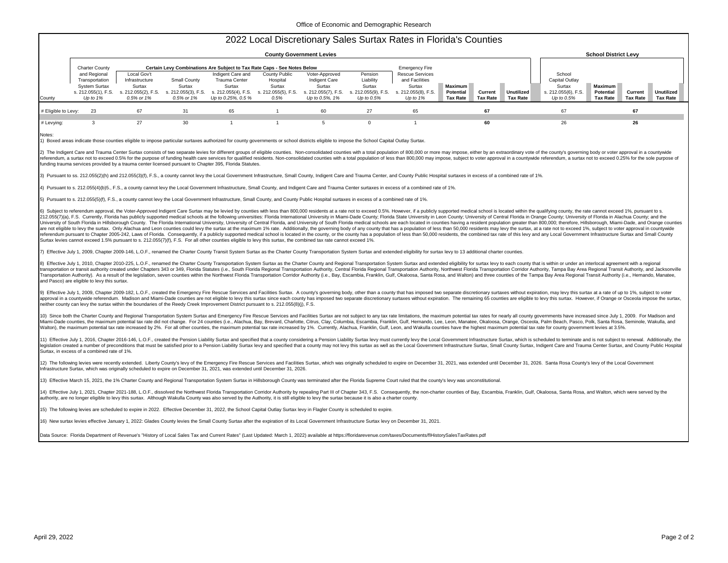Office of Economic and Demographic Research

# 2022 Local Discretionary Sales Surtax Rates in Florida's Counties

| | County Government Levies | | | | | | | | | | | School District Levy | | | |
|---|---|---|---|---|---|---|---|---|---|---|---|---|---|---|---|
| | | Certain Levy Combinations Are Subject to Tax Rate Caps - See Notes Below | | | | | | | | | | | | | |
| County | Charter County and Regional Transportation System Surtax s. 212.055(1), F.S. *Up to 1%* | Local Gov't Infrastructure Surtax s. 212.055(2), F.S. *0.5% or 1%* | Small County Surtax s. 212.055(3), F.S. *0.5% or 1%* | Indigent Care and Trauma Center Surtax s. 212.055(4), F.S. *Up to 0.25%, 0.5 %* | County Public Hospital Surtax s. 212.055(5), F.S. *0.5%* | Voter-Approved Indigent Care Surtax s. 212.055(7), F.S. *Up to 0.5%, 1%* | Pension Liability Surtax s. 212.055(9), F.S. *Up to 0.5%* | Emergency Fire Rescue Services and Facilities Surtax s. 212.055(8), F.S. *Up to 1%* | **Maximum Potential Tax Rate** | **Current Tax Rate** | **Unutilized Tax Rate** | School Capital Outlay Surtax s. 212.055(6), F.S. *Up to 0.5%* | **Maximum Potential Tax Rate** | **Current Tax Rate** | **Unutilized Tax Rate** |
| # Eligible to Levy: | 23 | 67 | 31 | 65 | 1 | 60 | 27 | 65 | | **67** | | 67 | | **67** | |
| # Levying: | 3 | 27 | 30 | 1 | 1 | 5 | 0 | 1 | | **60** | | 26 | | **26** | |

Notes:

1) Boxed areas indicate those counties eligible to impose particular surtaxes authorized for county governments or school districts eligible to impose the School Capital Outlay Surtax.

2) The Indigent Care and Trauma Center Surtax consists of two separate levies for different groups of eligible counties. Non-consolidated counties with a total population of 800,000 or more may impose, either by an extraordinary vote of the county's governing body or voter approval in a countywide referendum, a surtax not to exceed 0.5% for the purpose of funding health care services for qualified residents. Non-consolidated counties with a total population of less than 800,000 may impose, subject to voter approval in a countywide referendum, a surtax not to exceed 0.25% for the sole purpose of funding trauma services provided by a trauma center licensed pursuant to Chapter 395, Florida Statutes.

3) Pursuant to ss. 212.055(2)(h) and 212.055(3)(f), F.S., a county cannot levy the Local Government Infrastructure, Small County, Indigent Care and Trauma Center, and County Public Hospital surtaxes in excess of a combined rate of 1%.

4) Pursuant to s. 212.055(4)(b)5., F.S., a county cannot levy the Local Government Infrastructure, Small County, and Indigent Care and Trauma Center surtaxes in excess of a combined rate of 1%.

5) Pursuant to s. 212.055(5)(f), F.S., a county cannot levy the Local Government Infrastructure, Small County, and County Public Hospital surtaxes in excess of a combined rate of 1%.

6) Subject to referendum approval, the Voter-Approved Indigent Care Surtax may be levied by counties with less than 800,000 residents at a rate not to exceed 0.5%. However, if a publicly supported medical school is located within the qualifying county, the rate cannot exceed 1%, pursuant to s. 212.055(7)(a), F.S. Currently, Florida has publicly supported medical schools at the following universities: Florida International University in Miami-Dade County; Florida State University in Leon County; University of Central Florida in Orange County; University of Florida in Alachua County; and the University of South Florida in Hillsborough County. The Florida International University, University of Central Florida, and University of South Florida medical schools are each located in counties having a resident population greater than 800,000; therefore, Hillsborough, Miami-Dade, and Orange counties are not eligible to levy the surtax. Only Alachua and Leon counties could levy the surtax at the maximum 1% rate. Additionally, the governing body of any county that has a population of less than 50,000 residents may levy the surtax, at a rate not to exceed 1%, subject to voter approval in countywide referendum pursuant to Chapter 2005-242, Laws of Florida. Consequently, if a publicly supported medical school is located in the county, or the county has a population of less than 50,000 residents, the combined tax rate of this levy and any Local Government Infrastructure Surtax and Small County Surtax levies cannot exceed 1.5% pursuant to s. 212.055(7)(f), F.S. For all other counties eligible to levy this surtax, the combined tax rate cannot exceed 1%.

7) Effective July 1, 2009, Chapter 2009-146, L.O.F., renamed the Charter County Transit System Surtax as the Charter County Transportation System Surtax and extended eligibility for surtax levy to 13 additional charter counties.

8) Effective July 1, 2010, Chapter 2010-225, L.O.F., renamed the Charter County Transportation System Surtax as the Charter County and Regional Transportation System Surtax and extended eligibility for surtax levy to each county that is within or under an interlocal agreement with a regional transportation or transit authority created under Chapters 343 or 349, Florida Statutes (i.e., South Florida Regional Transportation Authority, Central Florida Regional Transportation Authority, Northwest Florida Transportation Corridor Authority, Tampa Bay Area Regional Transit Authority, and Jacksonville Transportation Authority). As a result of the legislation, seven counties within the Northwest Florida Transportation Corridor Authority (i.e., Bay, Escambia, Franklin, Gulf, Okaloosa, Santa Rosa, and Walton) and three counties of the Tampa Bay Area Regional Transit Authority (i.e., Hernando, Manatee, and Pasco) are eligible to levy this surtax.

9) Effective July 1, 2009, Chapter 2009-182, L.O.F., created the Emergency Fire Rescue Services and Facilities Surtax. A county's governing body, other than a county that has imposed two separate discretionary surtaxes without expiration, may levy this surtax at a rate of up to 1%, subject to voter approval in a countywide referendum. Madison and Miami-Dade counties are not eligible to levy this surtax since each county has imposed two separate discretionary surtaxes without expiration. The remaining 65 counties are eligible to levy this surtax. However, if Orange or Osceola impose the surtax, neither county can levy the surtax within the boundaries of the Reedy Creek Improvement District pursuant to s. 212.055(8)(j), F.S.

10) Since both the Charter County and Regional Transportation System Surtax and Emergency Fire Rescue Services and Facilities Surtax are not subject to any tax rate limitations, the maximum potential tax rates for nearly all county governments have increased since July 1, 2009. For Madison and Miami-Dade counties, the maximum potential tax rate did not change. For 24 counties (i.e., Alachua, Bay, Brevard, Charlotte, Citrus, Clay, Columbia, Escambia, Franklin, Gulf, Hernando, Lee, Leon, Manatee, Okaloosa, Orange, Osceola, Palm Beach, Pasco, Polk, Santa Rosa, Seminole, Wakulla, and Walton), the maximum potential tax rate increased by 2%. For all other counties, the maximum potential tax rate increased by 1%. Currently, Alachua, Franklin, Gulf, Leon, and Wakulla counties have the highest maximum potential tax rate for county government levies at 3.5%.

11) Effective July 1, 2016, Chapter 2016-146, L.O.F., created the Pension Liability Surtax and specified that a county considering a Pension Liability Surtax levy must currently levy the Local Government Infrastructure Surtax, which is scheduled to terminate and is not subject to renewal. Additionally, the legislation created a number of preconditions that must be satisfied prior to a Pension Liability Surtax levy and specified that a county may not levy this surtax as well as the Local Government Infrastructure Surtax, Small County Surtax, Indigent Care and Trauma Center Surtax, and County Public Hospital Surtax, in excess of a combined rate of 1%.

12) The following levies were recently extended. Liberty County's levy of the Emergency Fire Rescue Services and Facilities Surtax, which was originally scheduled to expire on December 31, 2021, was extended until December 31, 2026. Santa Rosa County's levy of the Local Government Infrastructure Surtax, which was originally scheduled to expire on December 31, 2021, was extended until December 31, 2026.

13) Effective March 15, 2021, the 1% Charter County and Regional Transportation System Surtax in Hillsborough County was terminated after the Florida Supreme Court ruled that the county's levy was unconstitutional.

14) Effective July 1, 2021, Chapter 2021-188, L.O.F., dissolved the Northwest Florida Transportation Corridor Authority by repealing Part III of Chapter 343, F.S. Consequently, the non-charter counties of Bay, Escambia, Franklin, Gulf, Okaloosa, Santa Rosa, and Walton, which were served by the authority, are no longer eligible to levy this surtax. Although Wakulla County was also served by the Authority, it is still eligible to levy the surtax because it is also a charter county.

15) The following levies are scheduled to expire in 2022. Effective December 31, 2022, the School Capital Outlay Surtax levy in Flagler County is scheduled to expire.

16) New surtax levies effective January 1, 2022: Glades County levies the Small County Surtax after the expiration of its Local Government Infrastructure Surtax levy on December 31, 2021.

Data Source: Florida Department of Revenue's "History of Local Sales Tax and Current Rates" (Last Updated: March 1, 2022) available at https://floridarevenue.com/taxes/Documents/flHistorySalesTaxRates.pdf

April 29, 2022